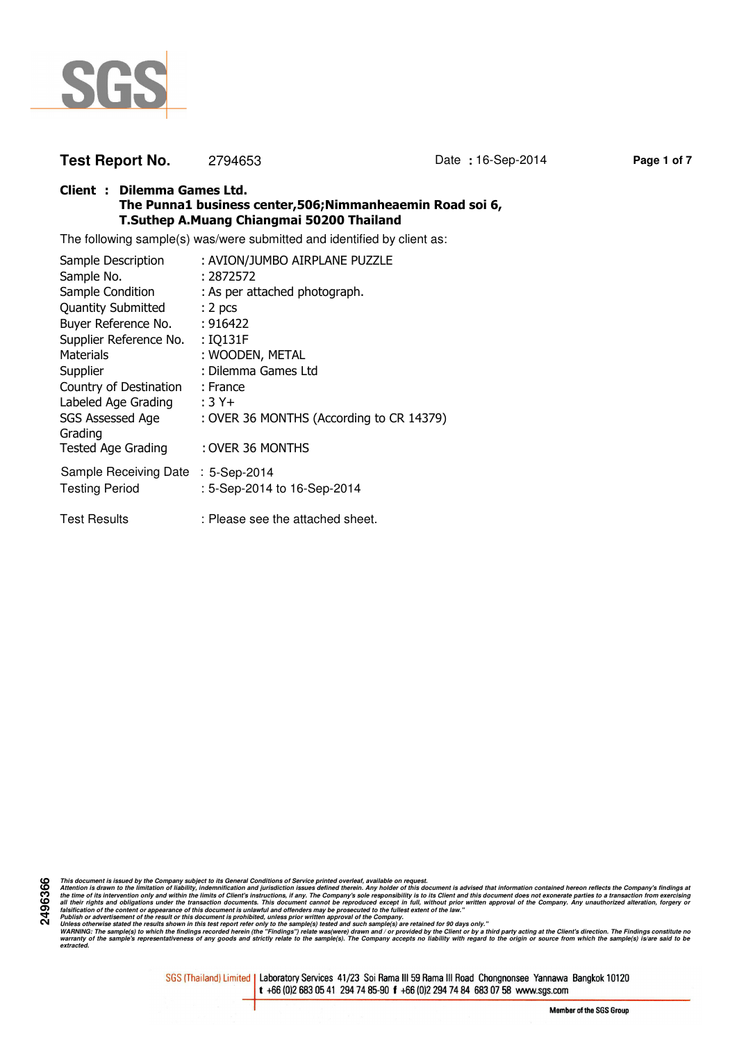SGS

**Test Report No.** 2794653 Date : 16-Sep-2014

**Client : Dilemma Games Ltd.**
**The Punna1 business center,506;Nimmanheaemin Road soi 6,**
**T.Suthep A.Muang Chiangmai 50200 Thailand**

The following sample(s) was/were submitted and identified by client as:

| | |
|---|---|
| Sample Description | : AVION/JUMBO AIRPLANE PUZZLE |
| Sample No. | : 2872572 |
| Sample Condition | : As per attached photograph. |
| Quantity Submitted | : 2 pcs |
| Buyer Reference No. | : 916422 |
| Supplier Reference No. | : IQ131F |
| Materials | : WOODEN, METAL |
| Supplier | : Dilemma Games Ltd |
| Country of Destination | : France |
| Labeled Age Grading | : 3 Y+ |
| SGS Assessed Age Grading | : OVER 36 MONTHS (According to CR 14379) |
| Tested Age Grading | : OVER 36 MONTHS |
| Sample Receiving Date | : 5-Sep-2014 |
| Testing Period | : 5-Sep-2014 to 16-Sep-2014 |
| Test Results | : Please see the attached sheet. |

2496366

*This document is issued by the Company subject to its General Conditions of Service printed overleaf, available on request.*
*Attention is drawn to the limitation of liability, indemnification and jurisdiction issues defined therein. Any holder of this document is advised that information contained hereon reflects the Company's findings at the time of its intervention only and within the limits of Client's instructions, if any. The Company's sole responsibility is to its Client and this document does not exonerate parties to a transaction from exercising all their rights and obligations under the transaction documents. This document cannot be reproduced except in full, without prior written approval of the Company. Any unauthorized alteration, forgery or falsification of the content or appearance of this document is unlawful and offenders may be prosecuted to the fullest extent of the law."*
*Publish or advertisement of the result or this document is prohibited, unless prior written approval of the Company.*
*Unless otherwise stated the results shown in this test report refer only to the sample(s) tested and such sample(s) are retained for 90 days only."*
*WARNING: The sample(s) to which the findings recorded herein (the "Findings") relate was(were) drawn and / or provided by the Client or by a third party acting at the Client's direction. The Findings constitute no warranty of the sample's representativeness of any goods and strictly relate to the sample(s). The Company accepts no liability with regard to the origin or source from which the sample(s) is/are said to be extracted.*

SGS (Thailand) Limited | Laboratory Services 41/23 Soi Rama III 59 Rama III Road Chongnonsee Yannawa Bangkok 10120
t +66 (0)2 683 05 41 294 74 85-90 f +66 (0)2 294 74 84 683 07 58 www.sgs.com

Member of the SGS Group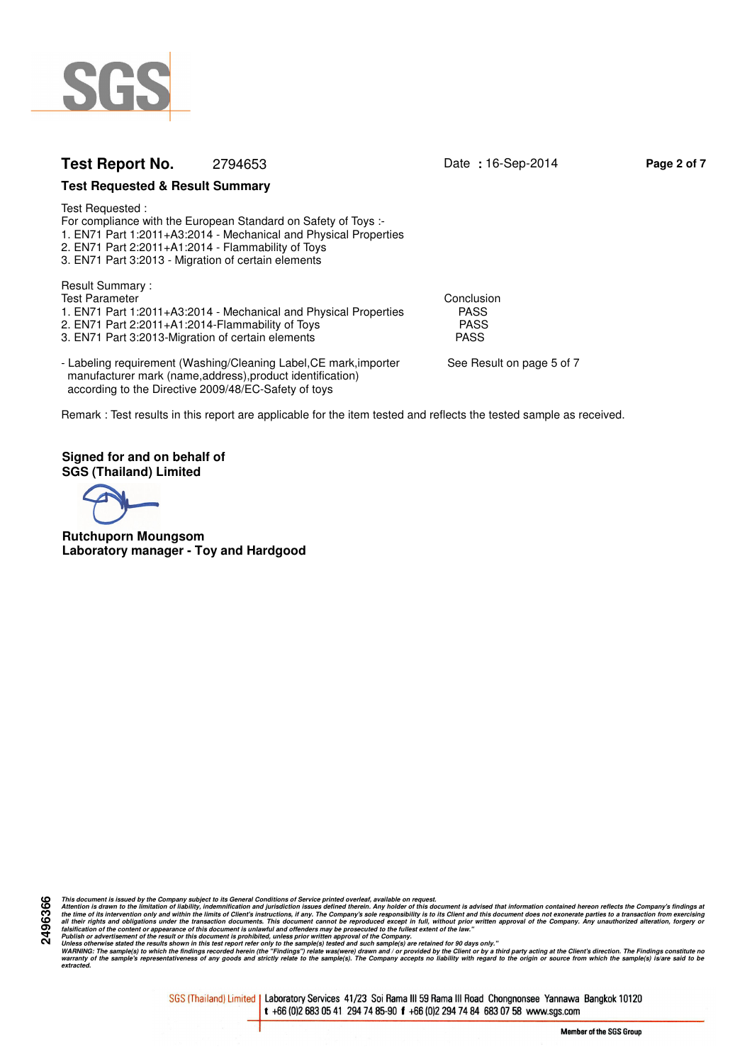**Test Report No.** 2794653 Date : 16-Sep-2014

## Test Requested & Result Summary

Test Requested :
For compliance with the European Standard on Safety of Toys :-
1. EN71 Part 1:2011+A3:2014 - Mechanical and Physical Properties
2. EN71 Part 2:2011+A1:2014 - Flammability of Toys
3. EN71 Part 3:2013 - Migration of certain elements

Result Summary :

| Test Parameter | Conclusion |
|---|---|
| 1. EN71 Part 1:2011+A3:2014 - Mechanical and Physical Properties | PASS |
| 2. EN71 Part 2:2011+A1:2014-Flammability of Toys | PASS |
| 3. EN71 Part 3:2013-Migration of certain elements | PASS |
| - Labeling requirement (Washing/Cleaning Label,CE mark,importer manufacturer mark (name,address),product identification) according to the Directive 2009/48/EC-Safety of toys | See Result on page 5 of 7 |

Remark : Test results in this report are applicable for the item tested and reflects the tested sample as received.

**Signed for and on behalf of**
**SGS (Thailand) Limited**

**Rutchuporn Moungsom**
**Laboratory manager - Toy and Hardgood**

*This document is issued by the Company subject to its General Conditions of Service printed overleaf, available on request. Attention is drawn to the limitation of liability, indemnification and jurisdiction issues defined therein. Any holder of this document is advised that information contained hereon reflects the Company's findings at the time of its intervention only and within the limits of Client's instructions, if any. The Company's sole responsibility is to its Client and this document does not exonerate parties to a transaction from exercising all their rights and obligations under the transaction documents. This document cannot be reproduced except in full, without prior written approval of the Company. Any unauthorized alteration, forgery or falsification of the content or appearance of this document is unlawful and offenders may be prosecuted to the fullest extent of the law." Publish or advertisement of the result or this document is prohibited, unless prior written approval of the Company. Unless otherwise stated the results shown in this test report refer only to the sample(s) tested and such sample(s) are retained for 90 days only." WARNING: The sample(s) to which the findings recorded herein (the "Findings") relate was(were) drawn and / or provided by the Client or by a third party acting at the Client's direction. The Findings constitute no warranty of the sample's representativeness of any goods and strictly relate to the sample(s). The Company accepts no liability with regard to the origin or source from which the sample(s) is/are said to be extracted.*

SGS (Thailand) Limited | Laboratory Services 41/23 Soi Rama III 59 Rama III Road Chongnonsee Yannawa Bangkok 10120
t +66 (0)2 683 05 41 294 74 85-90 f +66 (0)2 294 74 84 683 07 58 www.sgs.com

Member of the SGS Group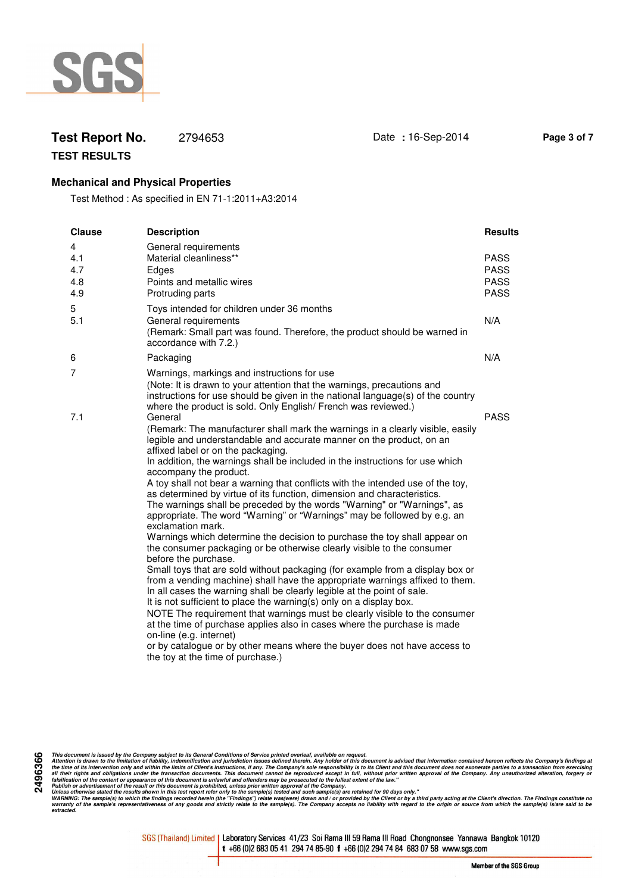**Test Report No.** 2794653 Date : 16-Sep-2014

**TEST RESULTS**

### Mechanical and Physical Properties

Test Method : As specified in EN 71-1:2011+A3:2014

| Clause | Description | Results |
|---|---|---|
| 4 | General requirements | |
| 4.1 | Material cleanliness** | PASS |
| 4.7 | Edges | PASS |
| 4.8 | Points and metallic wires | PASS |
| 4.9 | Protruding parts | PASS |
| 5 | Toys intended for children under 36 months | |
| 5.1 | General requirements<br>(Remark: Small part was found. Therefore, the product should be warned in accordance with 7.2.) | N/A |
| 6 | Packaging | N/A |
| 7 | Warnings, markings and instructions for use<br>(Note: It is drawn to your attention that the warnings, precautions and instructions for use should be given in the national language(s) of the country where the product is sold. Only English/ French was reviewed.) | |
| 7.1 | General<br>(Remark: The manufacturer shall mark the warnings in a clearly visible, easily legible and understandable and accurate manner on the product, on an affixed label or on the packaging.<br>In addition, the warnings shall be included in the instructions for use which accompany the product.<br>A toy shall not bear a warning that conflicts with the intended use of the toy, as determined by virtue of its function, dimension and characteristics.<br>The warnings shall be preceded by the words "Warning" or "Warnings", as appropriate. The word "Warning" or "Warnings" may be followed by e.g. an exclamation mark.<br>Warnings which determine the decision to purchase the toy shall appear on the consumer packaging or be otherwise clearly visible to the consumer before the purchase.<br>Small toys that are sold without packaging (for example from a display box or from a vending machine) shall have the appropriate warnings affixed to them. In all cases the warning shall be clearly legible at the point of sale.<br>It is not sufficient to place the warning(s) only on a display box.<br>NOTE The requirement that warnings must be clearly visible to the consumer at the time of purchase applies also in cases where the purchase is made on-line (e.g. internet)<br>or by catalogue or by other means where the buyer does not have access to the toy at the time of purchase.) | PASS |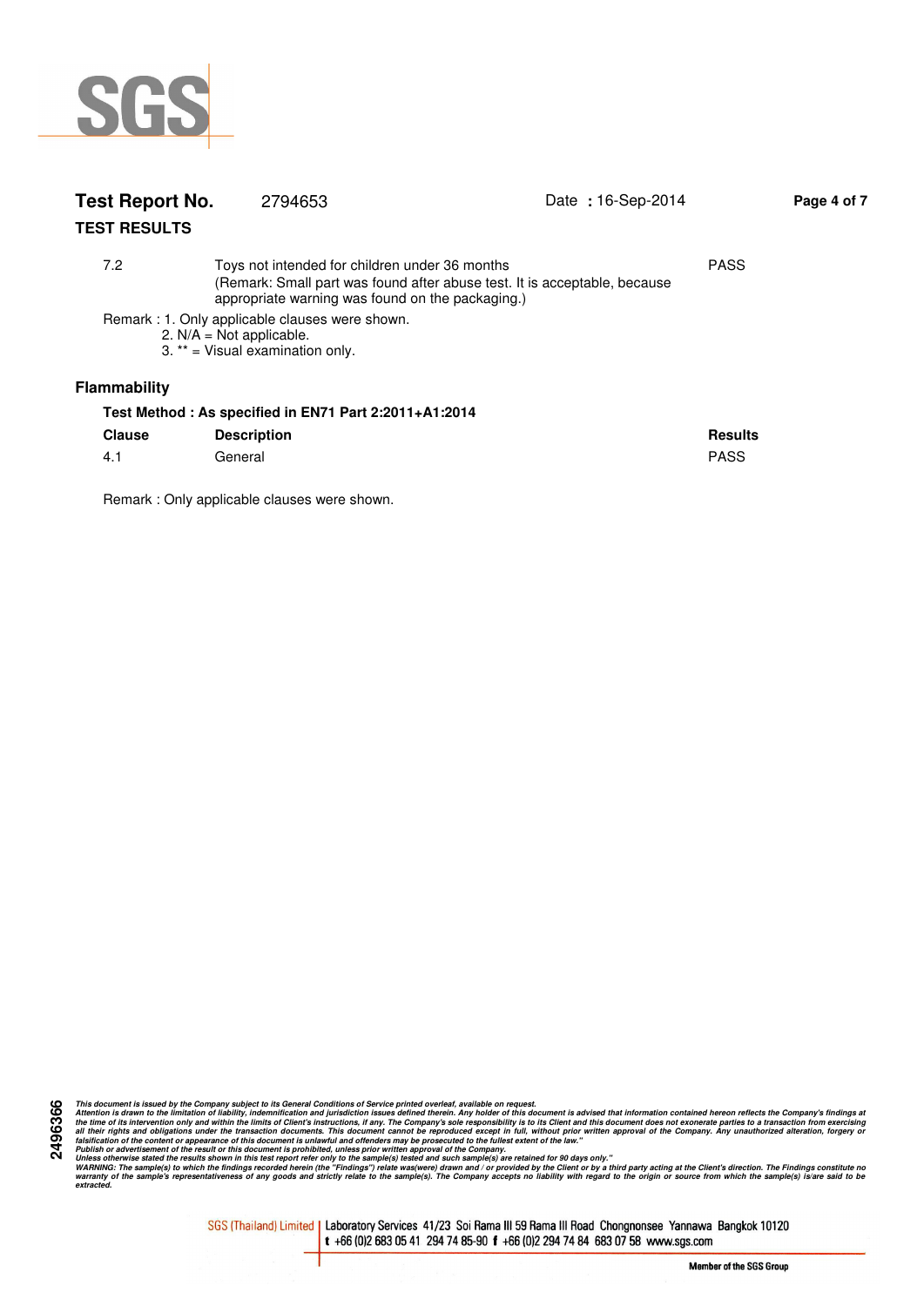**Test Report No.** 2794653 Date : 16-Sep-2014

**TEST RESULTS**

| | | |
|---|---|---|
| 7.2 | Toys not intended for children under 36 months<br>(Remark: Small part was found after abuse test. It is acceptable, because appropriate warning was found on the packaging.) | PASS |

Remark : 1. Only applicable clauses were shown.
2. N/A = Not applicable.
3. ** = Visual examination only.

## Flammability

**Test Method : As specified in EN71 Part 2:2011+A1:2014**

| Clause | Description | Results |
|---|---|---|
| 4.1 | General | PASS |

Remark : Only applicable clauses were shown.

*This document is issued by the Company subject to its General Conditions of Service printed overleaf, available on request. Attention is drawn to the limitation of liability, indemnification and jurisdiction issues defined therein. Any holder of this document is advised that information contained hereon reflects the Company's findings at the time of its intervention only and within the limits of Client's instructions, if any. The Company's sole responsibility is to its Client and this document does not exonerate parties to a transaction from exercising all their rights and obligations under the transaction documents. This document cannot be reproduced except in full, without prior written approval of the Company. Any unauthorized alteration, forgery or falsification of the content or appearance of this document is unlawful and offenders may be prosecuted to the fullest extent of the law." Publish or advertisement of the result or this document is prohibited, unless prior written approval of the Company. Unless otherwise stated the results shown in this test report refer only to the sample(s) tested and such sample(s) are retained for 90 days only." WARNING: The sample(s) to which the findings recorded herein (the "Findings") relate was(were) drawn and / or provided by the Client or by a third party acting at the Client's direction. The Findings constitute no warranty of the sample's representativeness of any goods and strictly relate to the sample(s). The Company accepts no liability with regard to the origin or source from which the sample(s) is/are said to be extracted.*

SGS (Thailand) Limited | Laboratory Services 41/23 Soi Rama III 59 Rama III Road Chongnonsee Yannawa Bangkok 10120
t +66 (0)2 683 05 41 294 74 85-90 f +66 (0)2 294 74 84 683 07 58 www.sgs.com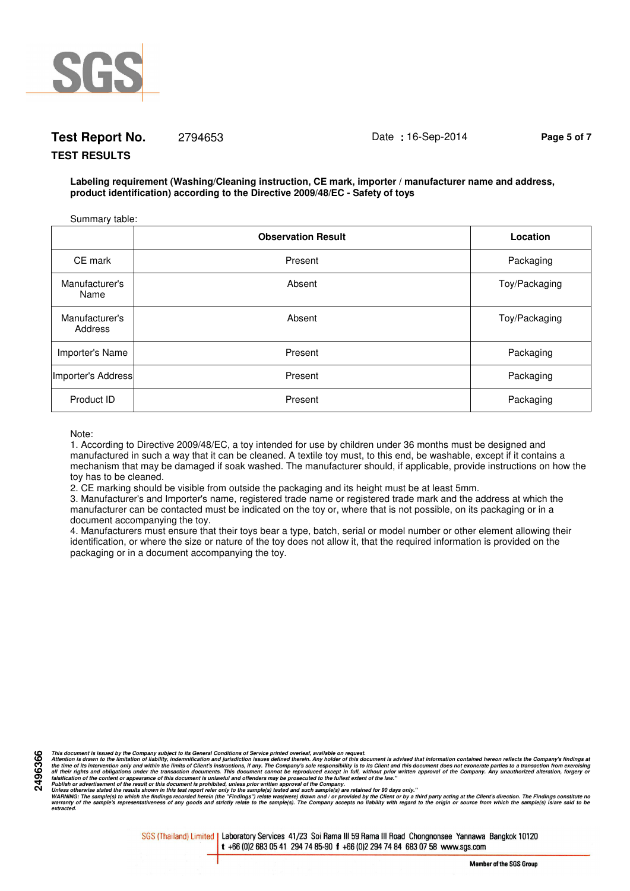**Test Report No.** 2794653 Date : 16-Sep-2014

**TEST RESULTS**

**Labeling requirement (Washing/Cleaning instruction, CE mark, importer / manufacturer name and address, product identification) according to the Directive 2009/48/EC - Safety of toys**

Summary table:

| | Observation Result | Location |
|---|---|---|
| CE mark | Present | Packaging |
| Manufacturer's Name | Absent | Toy/Packaging |
| Manufacturer's Address | Absent | Toy/Packaging |
| Importer's Name | Present | Packaging |
| Importer's Address | Present | Packaging |
| Product ID | Present | Packaging |

Note:

1. According to Directive 2009/48/EC, a toy intended for use by children under 36 months must be designed and manufactured in such a way that it can be cleaned. A textile toy must, to this end, be washable, except if it contains a mechanism that may be damaged if soak washed. The manufacturer should, if applicable, provide instructions on how the toy has to be cleaned.
2. CE marking should be visible from outside the packaging and its height must be at least 5mm.
3. Manufacturer's and Importer's name, registered trade name or registered trade mark and the address at which the manufacturer can be contacted must be indicated on the toy or, where that is not possible, on its packaging or in a document accompanying the toy.
4. Manufacturers must ensure that their toys bear a type, batch, serial or model number or other element allowing their identification, or where the size or nature of the toy does not allow it, that the required information is provided on the packaging or in a document accompanying the toy.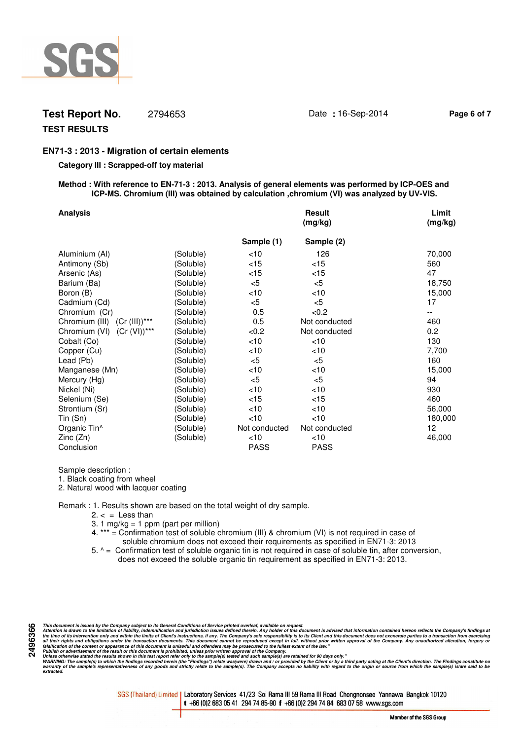**Test Report No.** 2794653 Date : 16-Sep-2014

**TEST RESULTS**

## EN71-3 : 2013 - Migration of certain elements

**Category III : Scrapped-off toy material**

**Method : With reference to EN-71-3 : 2013. Analysis of general elements was performed by ICP-OES and ICP-MS. Chromium (III) was obtained by calculation ,chromium (VI) was analyzed by UV-VIS.**

| **Analysis** | | **Result (mg/kg)** | | **Limit (mg/kg)** |
|---|---|---|---|---|
| | | **Sample (1)** | **Sample (2)** | |
| Aluminium (Al) | (Soluble) | <10 | 126 | 70,000 |
| Antimony (Sb) | (Soluble) | <15 | <15 | 560 |
| Arsenic (As) | (Soluble) | <15 | <15 | 47 |
| Barium (Ba) | (Soluble) | <5 | <5 | 18,750 |
| Boron (B) | (Soluble) | <10 | <10 | 15,000 |
| Cadmium (Cd) | (Soluble) | <5 | <5 | 17 |
| Chromium (Cr) | (Soluble) | 0.5 | <0.2 | -- |
| Chromium (III) (Cr (III))*** | (Soluble) | 0.5 | Not conducted | 460 |
| Chromium (VI) (Cr (VI))*** | (Soluble) | <0.2 | Not conducted | 0.2 |
| Cobalt (Co) | (Soluble) | <10 | <10 | 130 |
| Copper (Cu) | (Soluble) | <10 | <10 | 7,700 |
| Lead (Pb) | (Soluble) | <5 | <5 | 160 |
| Manganese (Mn) | (Soluble) | <10 | <10 | 15,000 |
| Mercury (Hg) | (Soluble) | <5 | <5 | 94 |
| Nickel (Ni) | (Soluble) | <10 | <10 | 930 |
| Selenium (Se) | (Soluble) | <15 | <15 | 460 |
| Strontium (Sr) | (Soluble) | <10 | <10 | 56,000 |
| Tin (Sn) | (Soluble) | <10 | <10 | 180,000 |
| Organic Tin^ | (Soluble) | Not conducted | Not conducted | 12 |
| Zinc (Zn) | (Soluble) | <10 | <10 | 46,000 |
| Conclusion | | PASS | PASS | |

Sample description :
1. Black coating from wheel
2. Natural wood with lacquer coating

Remark : 1. Results shown are based on the total weight of dry sample.
2. < = Less than
3. 1 mg/kg = 1 ppm (part per million)
4. *** = Confirmation test of soluble chromium (III) & chromium (VI) is not required in case of soluble chromium does not exceed their requirements as specified in EN71-3: 2013
5. ^ = Confirmation test of soluble organic tin is not required in case of soluble tin, after conversion, does not exceed the soluble organic tin requirement as specified in EN71-3: 2013.

*This document is issued by the Company subject to its General Conditions of Service printed overleaf, available on request. Attention is drawn to the limitation of liability, indemnification and jurisdiction issues defined therein. Any holder of this document is advised that information contained hereon reflects the Company's findings at the time of its intervention only and within the limits of Client's instructions, if any. The Company's sole responsibility is to its Client and this document does not exonerate parties to a transaction from exercising all their rights and obligations under the transaction documents. This document cannot be reproduced except in full, without prior written approval of the Company. Any unauthorized alteration, forgery or falsification of the content or appearance of this document is unlawful and offenders may be prosecuted to the fullest extent of the law." Publish or advertisement of the result or this document is prohibited, unless prior written approval of the Company. Unless otherwise stated the results shown in this test report refer only to the sample(s) tested and such sample(s) are retained for 90 days only." WARNING: The sample(s) to which the findings recorded herein (the "Findings") relate was(were) drawn and / or provided by the Client or by a third party acting at the Client's direction. The Findings constitute no warranty of the sample's representativeness of any goods and strictly relate to the sample(s). The Company accepts no liability with regard to the origin or source from which the sample(s) is/are said to be extracted.*

2496366

SGS (Thailand) Limited | Laboratory Services 41/23 Soi Rama III 59 Rama III Road Chongnonsee Yannawa Bangkok 10120
t +66 (0)2 683 05 41 294 74 85-90 f +66 (0)2 294 74 84 683 07 58 www.sgs.com

Member of the SGS Group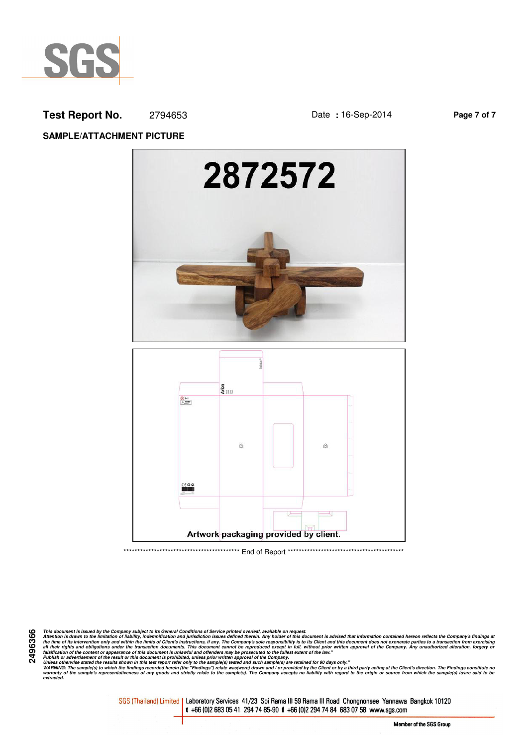**Test Report No.** 2794653 Date : 16-Sep-2014

**SAMPLE/ATTACHMENT PICTURE**

2872572

**Artwork packaging provided by client.**

******************************************** End of Report ********************************************

*This document is issued by the Company subject to its General Conditions of Service printed overleaf, available on request.*
*Attention is drawn to the limitation of liability, indemnification and jurisdiction issues defined therein. Any holder of this document is advised that information contained hereon reflects the Company's findings at the time of its intervention only and within the limits of Client's instructions, if any. The Company's sole responsibility is to its Client and this document does not exonerate parties to a transaction from exercising all their rights and obligations under the transaction documents. This document cannot be reproduced except in full, without prior written approval of the Company. Any unauthorized alteration, forgery or falsification of the content or appearance of this document is unlawful and offenders may be prosecuted to the fullest extent of the law."*
*Publish or advertisement of the result or this document is prohibited, unless prior written approval of the Company.*
*Unless otherwise stated the results shown in this test report refer only to the sample(s) tested and such sample(s) are retained for 90 days only."*
*WARNING: The sample(s) to which the findings recorded herein (the "Findings") relate was(were) drawn and / or provided by the Client or by a third party acting at the Client's direction. The Findings constitute no warranty of the sample's representativeness of any goods and strictly relate to the sample(s). The Company accepts no liability with regard to the origin or source from which the sample(s) is/are said to be extracted.*

2496366

SGS (Thailand) Limited | Laboratory Services 41/23 Soi Rama III 59 Rama III Road Chongnonsee Yannawa Bangkok 10120
t +66 (0)2 683 05 41 294 74 85-90 f +66 (0)2 294 74 84 683 07 58 www.sgs.com

Member of the SGS Group